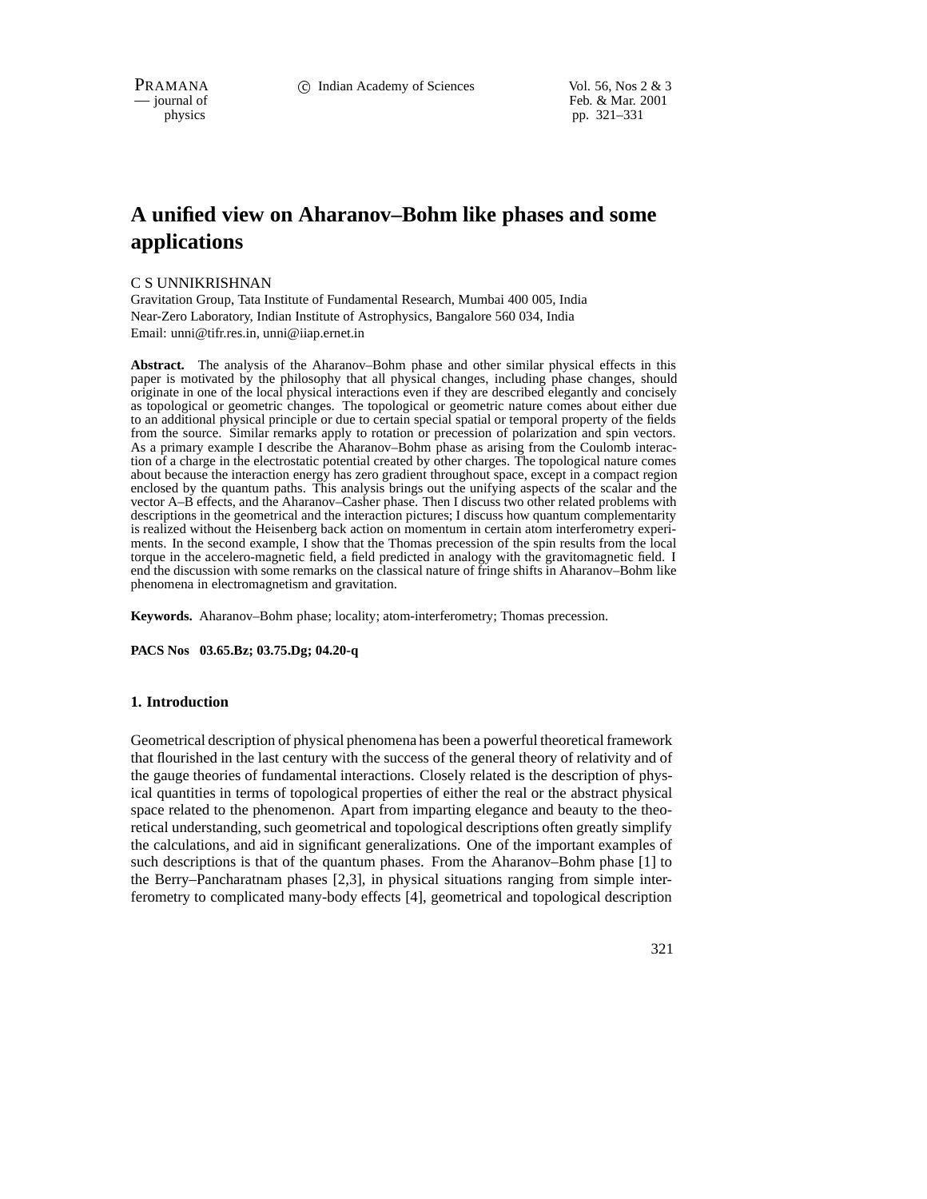# A unified view on Aharanov–Bohm like phases and some applications

C S UNNIKRISHNAN

Gravitation Group, Tata Institute of Fundamental Research, Mumbai 400 005, India
Near-Zero Laboratory, Indian Institute of Astrophysics, Bangalore 560 034, India
Email: unni@tifr.res.in, unni@iiap.ernet.in

**Abstract.** The analysis of the Aharanov–Bohm phase and other similar physical effects in this paper is motivated by the philosophy that all physical changes, including phase changes, should originate in one of the local physical interactions even if they are described elegantly and concisely as topological or geometric changes. The topological or geometric nature comes about either due to an additional physical principle or due to certain special spatial or temporal property of the fields from the source. Similar remarks apply to rotation or precession of polarization and spin vectors. As a primary example I describe the Aharanov–Bohm phase as arising from the Coulomb interaction of a charge in the electrostatic potential created by other charges. The topological nature comes about because the interaction energy has zero gradient throughout space, except in a compact region enclosed by the quantum paths. This analysis brings out the unifying aspects of the scalar and the vector A–B effects, and the Aharanov–Casher phase. Then I discuss two other related problems with descriptions in the geometrical and the interaction pictures; I discuss how quantum complementarity is realized without the Heisenberg back action on momentum in certain atom interferometry experiments. In the second example, I show that the Thomas precession of the spin results from the local torque in the accelero-magnetic field, a field predicted in analogy with the gravitomagnetic field. I end the discussion with some remarks on the classical nature of fringe shifts in Aharanov–Bohm like phenomena in electromagnetism and gravitation.

**Keywords.** Aharanov–Bohm phase; locality; atom-interferometry; Thomas precession.

**PACS Nos 03.65.Bz; 03.75.Dg; 04.20-q**

## 1. Introduction

Geometrical description of physical phenomena has been a powerful theoretical framework that flourished in the last century with the success of the general theory of relativity and of the gauge theories of fundamental interactions. Closely related is the description of physical quantities in terms of topological properties of either the real or the abstract physical space related to the phenomenon. Apart from imparting elegance and beauty to the theoretical understanding, such geometrical and topological descriptions often greatly simplify the calculations, and aid in significant generalizations. One of the important examples of such descriptions is that of the quantum phases. From the Aharanov–Bohm phase [1] to the Berry–Pancharatnam phases [2,3], in physical situations ranging from simple interferometry to complicated many-body effects [4], geometrical and topological description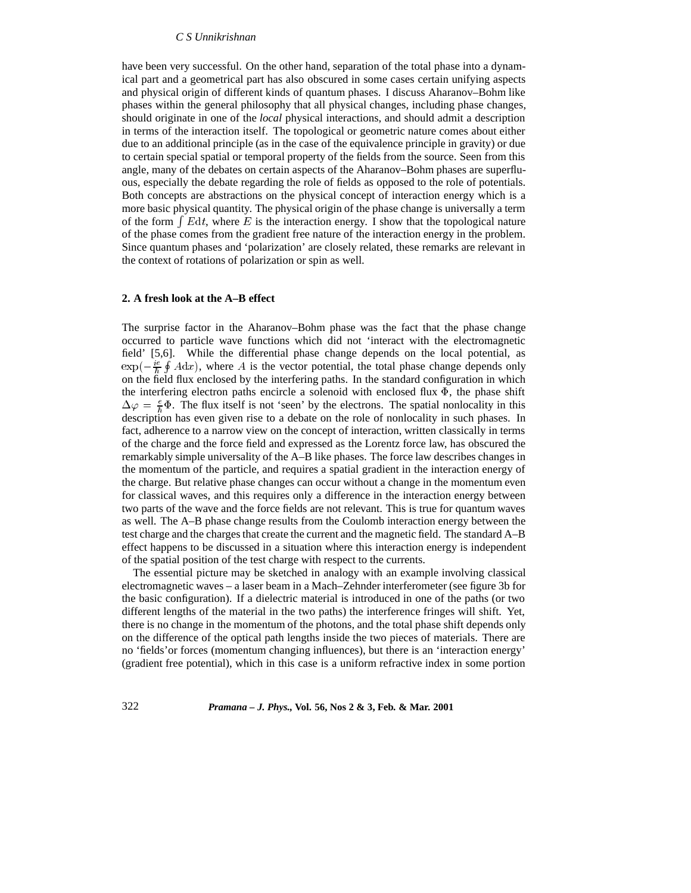have been very successful. On the other hand, separation of the total phase into a dynamical part and a geometrical part has also obscured in some cases certain unifying aspects and physical origin of different kinds of quantum phases. I discuss Aharanov–Bohm like phases within the general philosophy that all physical changes, including phase changes, should originate in one of the *local* physical interactions, and should admit a description in terms of the interaction itself. The topological or geometric nature comes about either due to an additional principle (as in the case of the equivalence principle in gravity) or due to certain special spatial or temporal property of the fields from the source. Seen from this angle, many of the debates on certain aspects of the Aharanov–Bohm phases are superfluous, especially the debate regarding the role of fields as opposed to the role of potentials. Both concepts are abstractions on the physical concept of interaction energy which is a more basic physical quantity. The physical origin of the phase change is universally a term of the form $\int E\mathrm{d}t$, where $E$ is the interaction energy. I show that the topological nature of the phase comes from the gradient free nature of the interaction energy in the problem. Since quantum phases and 'polarization' are closely related, these remarks are relevant in the context of rotations of polarization or spin as well.

## 2. A fresh look at the A–B effect

The surprise factor in the Aharanov–Bohm phase was the fact that the phase change occurred to particle wave functions which did not 'interact with the electromagnetic field' [5,6]. While the differential phase change depends on the local potential, as $\exp(-\frac{ie}{\hbar}\oint A\mathrm{d}x)$, where $A$ is the vector potential, the total phase change depends only on the field flux enclosed by the interfering paths. In the standard configuration in which the interfering electron paths encircle a solenoid with enclosed flux $\Phi$, the phase shift $\Delta\varphi = \frac{e}{\hbar}\Phi$. The flux itself is not 'seen' by the electrons. The spatial nonlocality in this description has even given rise to a debate on the role of nonlocality in such phases. In fact, adherence to a narrow view on the concept of interaction, written classically in terms of the charge and the force field and expressed as the Lorentz force law, has obscured the remarkably simple universality of the A–B like phases. The force law describes changes in the momentum of the particle, and requires a spatial gradient in the interaction energy of the charge. But relative phase changes can occur without a change in the momentum even for classical waves, and this requires only a difference in the interaction energy between two parts of the wave and the force fields are not relevant. This is true for quantum waves as well. The A–B phase change results from the Coulomb interaction energy between the test charge and the charges that create the current and the magnetic field. The standard A–B effect happens to be discussed in a situation where this interaction energy is independent of the spatial position of the test charge with respect to the currents.

The essential picture may be sketched in analogy with an example involving classical electromagnetic waves – a laser beam in a Mach–Zehnder interferometer (see figure 3b for the basic configuration). If a dielectric material is introduced in one of the paths (or two different lengths of the material in the two paths) the interference fringes will shift. Yet, there is no change in the momentum of the photons, and the total phase shift depends only on the difference of the optical path lengths inside the two pieces of materials. There are no 'fields'or forces (momentum changing influences), but there is an 'interaction energy' (gradient free potential), which in this case is a uniform refractive index in some portion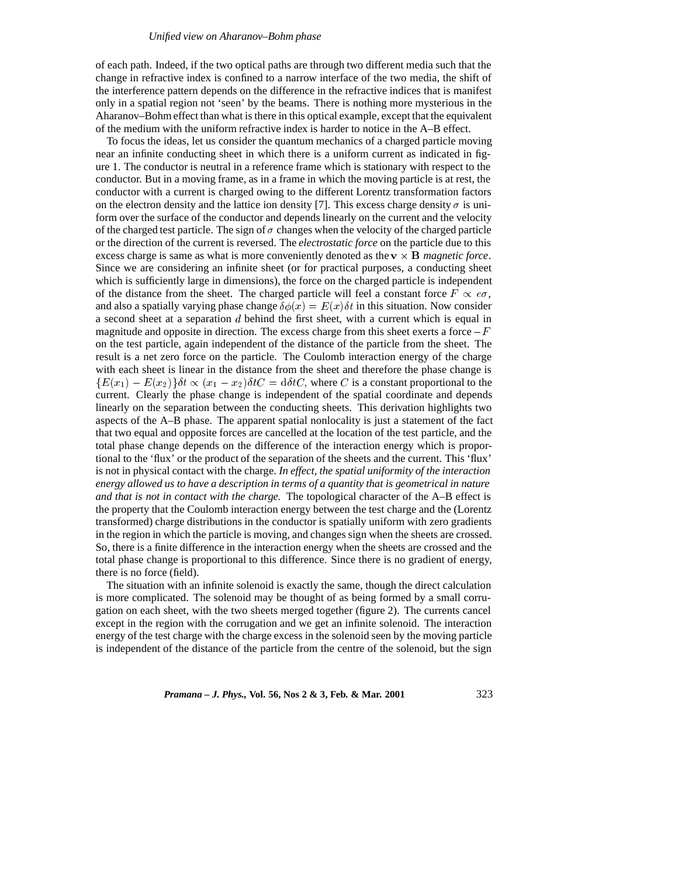of each path. Indeed, if the two optical paths are through two different media such that the change in refractive index is confined to a narrow interface of the two media, the shift of the interference pattern depends on the difference in the refractive indices that is manifest only in a spatial region not 'seen' by the beams. There is nothing more mysterious in the Aharanov–Bohm effect than what is there in this optical example, except that the equivalent of the medium with the uniform refractive index is harder to notice in the A–B effect.

To focus the ideas, let us consider the quantum mechanics of a charged particle moving near an infinite conducting sheet in which there is a uniform current as indicated in figure 1. The conductor is neutral in a reference frame which is stationary with respect to the conductor. But in a moving frame, as in a frame in which the moving particle is at rest, the conductor with a current is charged owing to the different Lorentz transformation factors on the electron density and the lattice ion density [7]. This excess charge density $\sigma$ is uniform over the surface of the conductor and depends linearly on the current and the velocity of the charged test particle. The sign of $\sigma$ changes when the velocity of the charged particle or the direction of the current is reversed. The *electrostatic force* on the particle due to this excess charge is same as what is more conveniently denoted as the $\mathbf{v} \times \mathbf{B}$ *magnetic force*. Since we are considering an infinite sheet (or for practical purposes, a conducting sheet which is sufficiently large in dimensions), the force on the charged particle is independent of the distance from the sheet. The charged particle will feel a constant force $F \propto e\sigma$, and also a spatially varying phase change $\delta\phi(x) = E(x)\delta t$ in this situation. Now consider a second sheet at a separation $d$ behind the first sheet, with a current which is equal in magnitude and opposite in direction. The excess charge from this sheet exerts a force $-F$ on the test particle, again independent of the distance of the particle from the sheet. The result is a net zero force on the particle. The Coulomb interaction energy of the charge with each sheet is linear in the distance from the sheet and therefore the phase change is $\{E(x_1) - E(x_2)\}\delta t \propto (x_1 - x_2)\delta t C = \mathrm{d}\delta t C$, where $C$ is a constant proportional to the current. Clearly the phase change is independent of the spatial coordinate and depends linearly on the separation between the conducting sheets. This derivation highlights two aspects of the A–B phase. The apparent spatial nonlocality is just a statement of the fact that two equal and opposite forces are cancelled at the location of the test particle, and the total phase change depends on the difference of the interaction energy which is proportional to the 'flux' or the product of the separation of the sheets and the current. This 'flux' is not in physical contact with the charge. *In effect, the spatial uniformity of the interaction energy allowed us to have a description in terms of a quantity that is geometrical in nature and that is not in contact with the charge.* The topological character of the A–B effect is the property that the Coulomb interaction energy between the test charge and the (Lorentz transformed) charge distributions in the conductor is spatially uniform with zero gradients in the region in which the particle is moving, and changes sign when the sheets are crossed. So, there is a finite difference in the interaction energy when the sheets are crossed and the total phase change is proportional to this difference. Since there is no gradient of energy, there is no force (field).

The situation with an infinite solenoid is exactly the same, though the direct calculation is more complicated. The solenoid may be thought of as being formed by a small corrugation on each sheet, with the two sheets merged together (figure 2). The currents cancel except in the region with the corrugation and we get an infinite solenoid. The interaction energy of the test charge with the charge excess in the solenoid seen by the moving particle is independent of the distance of the particle from the centre of the solenoid, but the sign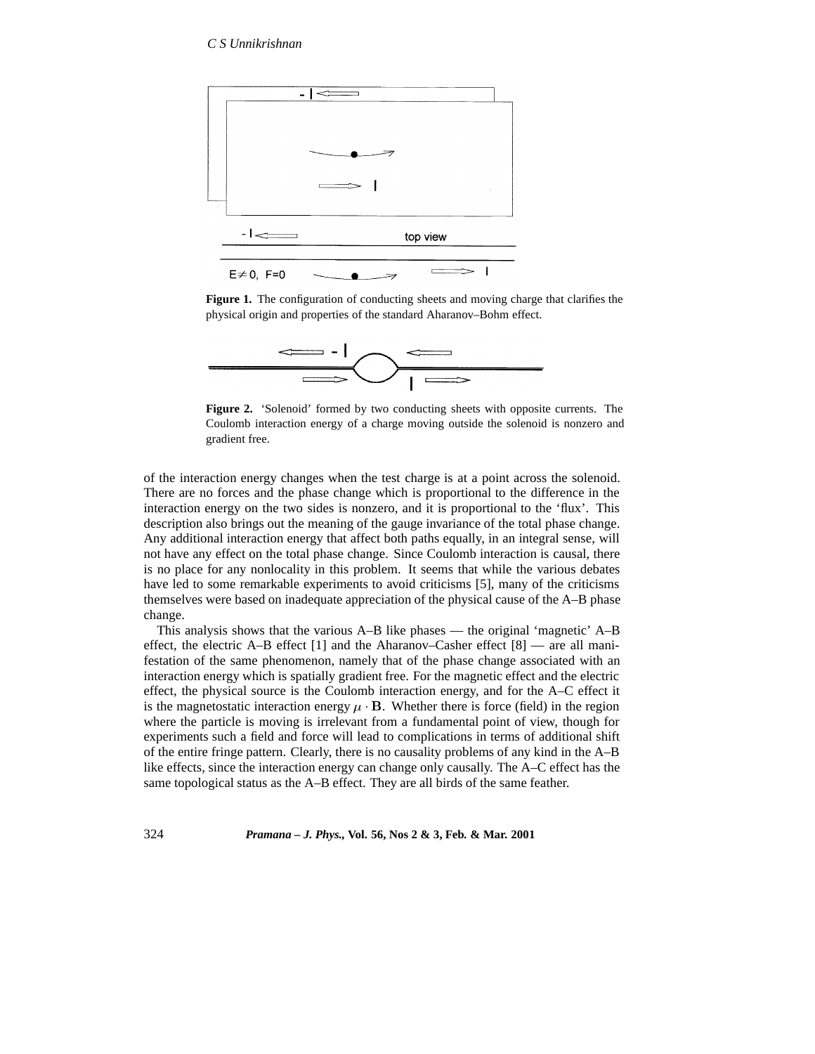**Figure 1.** The configuration of conducting sheets and moving charge that clarifies the physical origin and properties of the standard Aharanov–Bohm effect.

**Figure 2.** 'Solenoid' formed by two conducting sheets with opposite currents. The Coulomb interaction energy of a charge moving outside the solenoid is nonzero and gradient free.

of the interaction energy changes when the test charge is at a point across the solenoid. There are no forces and the phase change which is proportional to the difference in the interaction energy on the two sides is nonzero, and it is proportional to the 'flux'. This description also brings out the meaning of the gauge invariance of the total phase change. Any additional interaction energy that affect both paths equally, in an integral sense, will not have any effect on the total phase change. Since Coulomb interaction is causal, there is no place for any nonlocality in this problem. It seems that while the various debates have led to some remarkable experiments to avoid criticisms [5], many of the criticisms themselves were based on inadequate appreciation of the physical cause of the A–B phase change.

This analysis shows that the various A–B like phases — the original 'magnetic' A–B effect, the electric A–B effect [1] and the Aharanov–Casher effect [8] — are all manifestation of the same phenomenon, namely that of the phase change associated with an interaction energy which is spatially gradient free. For the magnetic effect and the electric effect, the physical source is the Coulomb interaction energy, and for the A–C effect it is the magnetostatic interaction energy $\mu \cdot \mathbf{B}$. Whether there is force (field) in the region where the particle is moving is irrelevant from a fundamental point of view, though for experiments such a field and force will lead to complications in terms of additional shift of the entire fringe pattern. Clearly, there is no causality problems of any kind in the A–B like effects, since the interaction energy can change only causally. The A–C effect has the same topological status as the A–B effect. They are all birds of the same feather.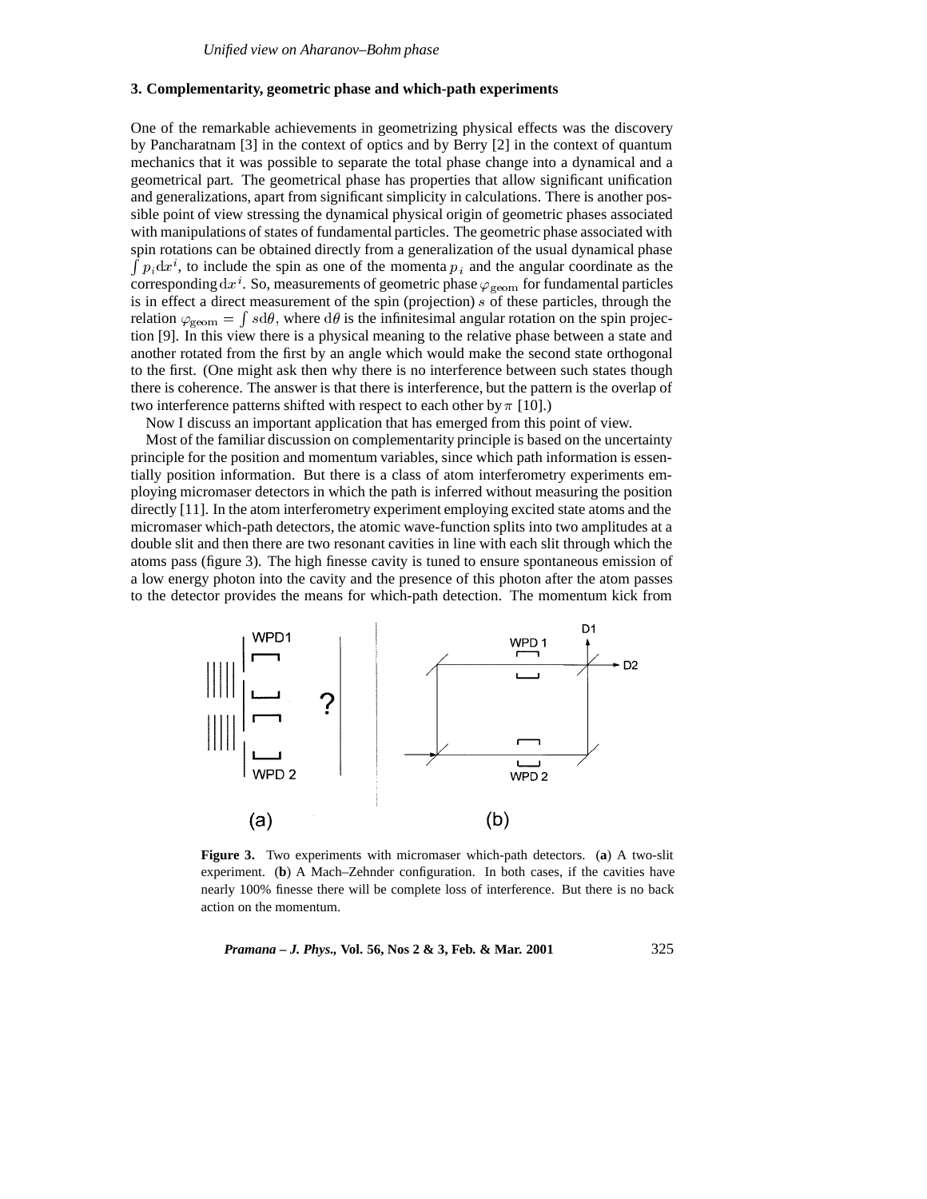## 3. Complementarity, geometric phase and which-path experiments

One of the remarkable achievements in geometrizing physical effects was the discovery by Pancharatnam [3] in the context of optics and by Berry [2] in the context of quantum mechanics that it was possible to separate the total phase change into a dynamical and a geometrical part. The geometrical phase has properties that allow significant unification and generalizations, apart from significant simplicity in calculations. There is another possible point of view stressing the dynamical physical origin of geometric phases associated with manipulations of states of fundamental particles. The geometric phase associated with spin rotations can be obtained directly from a generalization of the usual dynamical phase $\int p_i \mathrm{d}x^i$, to include the spin as one of the momenta $p_i$ and the angular coordinate as the corresponding $\mathrm{d}x^i$. So, measurements of geometric phase $\varphi_{\mathrm{geom}}$ for fundamental particles is in effect a direct measurement of the spin (projection) $s$ of these particles, through the relation $\varphi_{\mathrm{geom}} = \int s \mathrm{d}\theta$, where $\mathrm{d}\theta$ is the infinitesimal angular rotation on the spin projection [9]. In this view there is a physical meaning to the relative phase between a state and another rotated from the first by an angle which would make the second state orthogonal to the first. (One might ask then why there is no interference between such states though there is coherence. The answer is that there is interference, but the pattern is the overlap of two interference patterns shifted with respect to each other by $\pi$ [10].)

Now I discuss an important application that has emerged from this point of view.

Most of the familiar discussion on complementarity principle is based on the uncertainty principle for the position and momentum variables, since which path information is essentially position information. But there is a class of atom interferometry experiments employing micromaser detectors in which the path is inferred without measuring the position directly [11]. In the atom interferometry experiment employing excited state atoms and the micromaser which-path detectors, the atomic wave-function splits into two amplitudes at a double slit and then there are two resonant cavities in line with each slit through which the atoms pass (figure 3). The high finesse cavity is tuned to ensure spontaneous emission of a low energy photon into the cavity and the presence of this photon after the atom passes to the detector provides the means for which-path detection. The momentum kick from

**Figure 3.** Two experiments with micromaser which-path detectors. (**a**) A two-slit experiment. (**b**) A Mach–Zehnder configuration. In both cases, if the cavities have nearly 100% finesse there will be complete loss of interference. But there is no back action on the momentum.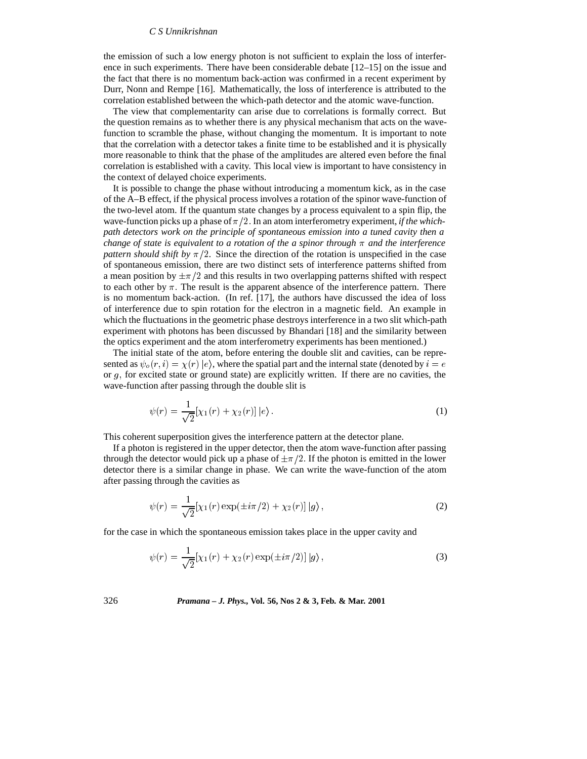the emission of such a low energy photon is not sufficient to explain the loss of interference in such experiments. There have been considerable debate [12–15] on the issue and the fact that there is no momentum back-action was confirmed in a recent experiment by Durr, Nonn and Rempe [16]. Mathematically, the loss of interference is attributed to the correlation established between the which-path detector and the atomic wave-function.

The view that complementarity can arise due to correlations is formally correct. But the question remains as to whether there is any physical mechanism that acts on the wave-function to scramble the phase, without changing the momentum. It is important to note that the correlation with a detector takes a finite time to be established and it is physically more reasonable to think that the phase of the amplitudes are altered even before the final correlation is established with a cavity. This local view is important to have consistency in the context of delayed choice experiments.

It is possible to change the phase without introducing a momentum kick, as in the case of the A–B effect, if the physical process involves a rotation of the spinor wave-function of the two-level atom. If the quantum state changes by a process equivalent to a spin flip, the wave-function picks up a phase of $\pi/2$. In an atom interferometry experiment, *if the which-path detectors work on the principle of spontaneous emission into a tuned cavity then a change of state is equivalent to a rotation of the a spinor through $\pi$ and the interference pattern should shift by $\pi/2$*. Since the direction of the rotation is unspecified in the case of spontaneous emission, there are two distinct sets of interference patterns shifted from a mean position by $\pm\pi/2$ and this results in two overlapping patterns shifted with respect to each other by $\pi$. The result is the apparent absence of the interference pattern. There is no momentum back-action. (In ref. [17], the authors have discussed the idea of loss of interference due to spin rotation for the electron in a magnetic field. An example in which the fluctuations in the geometric phase destroys interference in a two slit which-path experiment with photons has been discussed by Bhandari [18] and the similarity between the optics experiment and the atom interferometry experiments has been mentioned.)

The initial state of the atom, before entering the double slit and cavities, can be represented as $\psi_o(r,i) = \chi(r)\,|e\rangle$, where the spatial part and the internal state (denoted by $i = e$ or $g$, for excited state or ground state) are explicitly written. If there are no cavities, the wave-function after passing through the double slit is

$$\psi(r) = \frac{1}{\sqrt{2}}[\chi_1(r) + \chi_2(r)]\,|e\rangle\,. \tag{1}$$

This coherent superposition gives the interference pattern at the detector plane.

If a photon is registered in the upper detector, then the atom wave-function after passing through the detector would pick up a phase of $\pm\pi/2$. If the photon is emitted in the lower detector there is a similar change in phase. We can write the wave-function of the atom after passing through the cavities as

$$\psi(r) = \frac{1}{\sqrt{2}}[\chi_1(r)\exp(\pm i\pi/2) + \chi_2(r)]\,|g\rangle\,, \tag{2}$$

for the case in which the spontaneous emission takes place in the upper cavity and

$$\psi(r) = \frac{1}{\sqrt{2}}[\chi_1(r) + \chi_2(r)\exp(\pm i\pi/2)]\,|g\rangle\,, \tag{3}$$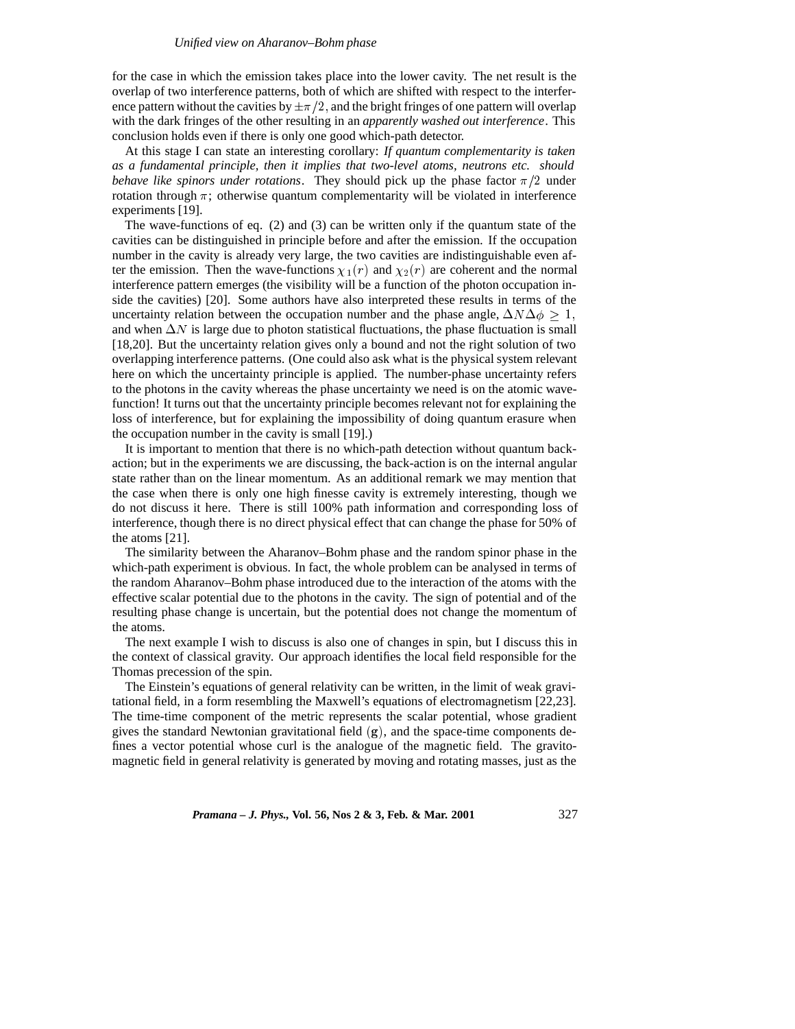for the case in which the emission takes place into the lower cavity. The net result is the overlap of two interference patterns, both of which are shifted with respect to the interference pattern without the cavities by $\pm\pi/2$, and the bright fringes of one pattern will overlap with the dark fringes of the other resulting in an *apparently washed out interference*. This conclusion holds even if there is only one good which-path detector.

At this stage I can state an interesting corollary: *If quantum complementarity is taken as a fundamental principle, then it implies that two-level atoms, neutrons etc. should behave like spinors under rotations*. They should pick up the phase factor $\pi/2$ under rotation through $\pi$; otherwise quantum complementarity will be violated in interference experiments [19].

The wave-functions of eq. (2) and (3) can be written only if the quantum state of the cavities can be distinguished in principle before and after the emission. If the occupation number in the cavity is already very large, the two cavities are indistinguishable even after the emission. Then the wave-functions $\chi_1(r)$ and $\chi_2(r)$ are coherent and the normal interference pattern emerges (the visibility will be a function of the photon occupation inside the cavities) [20]. Some authors have also interpreted these results in terms of the uncertainty relation between the occupation number and the phase angle, $\Delta N \Delta\phi \geq 1$, and when $\Delta N$ is large due to photon statistical fluctuations, the phase fluctuation is small [18,20]. But the uncertainty relation gives only a bound and not the right solution of two overlapping interference patterns. (One could also ask what is the physical system relevant here on which the uncertainty principle is applied. The number-phase uncertainty refers to the photons in the cavity whereas the phase uncertainty we need is on the atomic wave-function! It turns out that the uncertainty principle becomes relevant not for explaining the loss of interference, but for explaining the impossibility of doing quantum erasure when the occupation number in the cavity is small [19].)

It is important to mention that there is no which-path detection without quantum back-action; but in the experiments we are discussing, the back-action is on the internal angular state rather than on the linear momentum. As an additional remark we may mention that the case when there is only one high finesse cavity is extremely interesting, though we do not discuss it here. There is still 100% path information and corresponding loss of interference, though there is no direct physical effect that can change the phase for 50% of the atoms [21].

The similarity between the Aharanov–Bohm phase and the random spinor phase in the which-path experiment is obvious. In fact, the whole problem can be analysed in terms of the random Aharanov–Bohm phase introduced due to the interaction of the atoms with the effective scalar potential due to the photons in the cavity. The sign of potential and of the resulting phase change is uncertain, but the potential does not change the momentum of the atoms.

The next example I wish to discuss is also one of changes in spin, but I discuss this in the context of classical gravity. Our approach identifies the local field responsible for the Thomas precession of the spin.

The Einstein's equations of general relativity can be written, in the limit of weak gravitational field, in a form resembling the Maxwell's equations of electromagnetism [22,23]. The time-time component of the metric represents the scalar potential, whose gradient gives the standard Newtonian gravitational field $(\mathbf{g})$, and the space-time components defines a vector potential whose curl is the analogue of the magnetic field. The gravitomagnetic field in general relativity is generated by moving and rotating masses, just as the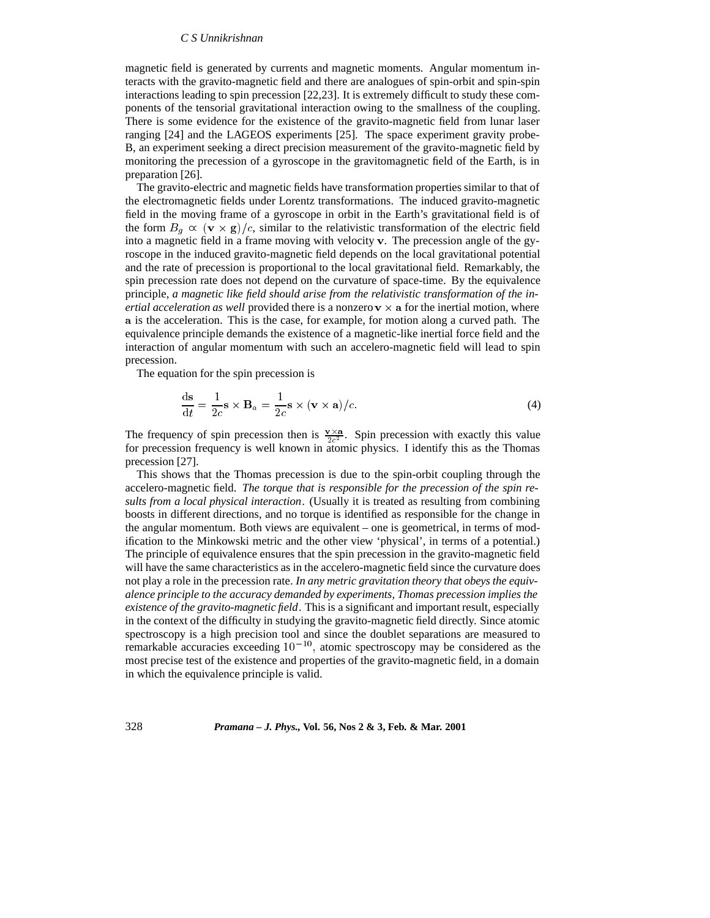magnetic field is generated by currents and magnetic moments. Angular momentum interacts with the gravito-magnetic field and there are analogues of spin-orbit and spin-spin interactions leading to spin precession [22,23]. It is extremely difficult to study these components of the tensorial gravitational interaction owing to the smallness of the coupling. There is some evidence for the existence of the gravito-magnetic field from lunar laser ranging [24] and the LAGEOS experiments [25]. The space experiment gravity probe-B, an experiment seeking a direct precision measurement of the gravito-magnetic field by monitoring the precession of a gyroscope in the gravitomagnetic field of the Earth, is in preparation [26].

The gravito-electric and magnetic fields have transformation properties similar to that of the electromagnetic fields under Lorentz transformations. The induced gravito-magnetic field in the moving frame of a gyroscope in orbit in the Earth's gravitational field is of the form $B_g \propto (\mathbf{v} \times \mathbf{g})/c$, similar to the relativistic transformation of the electric field into a magnetic field in a frame moving with velocity $\mathbf{v}$. The precession angle of the gyroscope in the induced gravito-magnetic field depends on the local gravitational potential and the rate of precession is proportional to the local gravitational field. Remarkably, the spin precession rate does not depend on the curvature of space-time. By the equivalence principle, *a magnetic like field should arise from the relativistic transformation of the inertial acceleration as well* provided there is a nonzero $\mathbf{v} \times \mathbf{a}$ for the inertial motion, where $\mathbf{a}$ is the acceleration. This is the case, for example, for motion along a curved path. The equivalence principle demands the existence of a magnetic-like inertial force field and the interaction of angular momentum with such an accelero-magnetic field will lead to spin precession.

The equation for the spin precession is

$$\frac{\mathrm{d}\mathbf{s}}{\mathrm{d}t} = \frac{1}{2c}\mathbf{s} \times \mathbf{B}_a = \frac{1}{2c}\mathbf{s} \times (\mathbf{v} \times \mathbf{a})/c. \tag{4}$$

The frequency of spin precession then is $\frac{\mathbf{v} \times \mathbf{a}}{2c^2}$. Spin precession with exactly this value for precession frequency is well known in atomic physics. I identify this as the Thomas precession [27].

This shows that the Thomas precession is due to the spin-orbit coupling through the accelero-magnetic field. *The torque that is responsible for the precession of the spin results from a local physical interaction*. (Usually it is treated as resulting from combining boosts in different directions, and no torque is identified as responsible for the change in the angular momentum. Both views are equivalent – one is geometrical, in terms of modification to the Minkowski metric and the other view 'physical', in terms of a potential.) The principle of equivalence ensures that the spin precession in the gravito-magnetic field will have the same characteristics as in the accelero-magnetic field since the curvature does not play a role in the precession rate. *In any metric gravitation theory that obeys the equivalence principle to the accuracy demanded by experiments, Thomas precession implies the existence of the gravito-magnetic field*. This is a significant and important result, especially in the context of the difficulty in studying the gravito-magnetic field directly. Since atomic spectroscopy is a high precision tool and since the doublet separations are measured to remarkable accuracies exceeding $10^{-10}$, atomic spectroscopy may be considered as the most precise test of the existence and properties of the gravito-magnetic field, in a domain in which the equivalence principle is valid.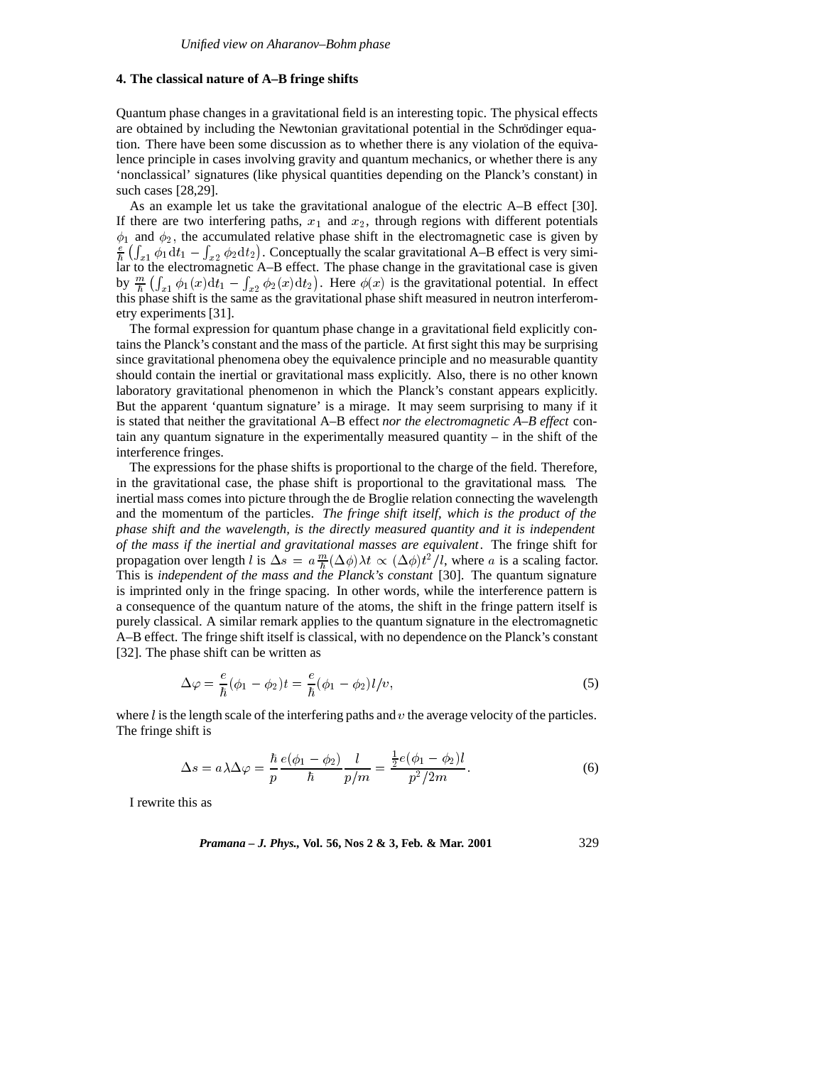### 4. The classical nature of A–B fringe shifts

Quantum phase changes in a gravitational field is an interesting topic. The physical effects are obtained by including the Newtonian gravitational potential in the Schrödinger equation. There have been some discussion as to whether there is any violation of the equivalence principle in cases involving gravity and quantum mechanics, or whether there is any 'nonclassical' signatures (like physical quantities depending on the Planck's constant) in such cases [28,29].

As an example let us take the gravitational analogue of the electric A–B effect [30]. If there are two interfering paths, $x_1$ and $x_2$, through regions with different potentials $\phi_1$ and $\phi_2$, the accumulated relative phase shift in the electromagnetic case is given by $\frac{e}{\hbar}\left(\int_{x1}\phi_1 \mathrm{d}t_1 - \int_{x2}\phi_2 \mathrm{d}t_2\right)$. Conceptually the scalar gravitational A–B effect is very similar to the electromagnetic A–B effect. The phase change in the gravitational case is given by $\frac{m}{\hbar}\left(\int_{x1}\phi_1(x)\mathrm{d}t_1 - \int_{x2}\phi_2(x)\mathrm{d}t_2\right)$. Here $\phi(x)$ is the gravitational potential. In effect this phase shift is the same as the gravitational phase shift measured in neutron interferometry experiments [31].

The formal expression for quantum phase change in a gravitational field explicitly contains the Planck's constant and the mass of the particle. At first sight this may be surprising since gravitational phenomena obey the equivalence principle and no measurable quantity should contain the inertial or gravitational mass explicitly. Also, there is no other known laboratory gravitational phenomenon in which the Planck's constant appears explicitly. But the apparent 'quantum signature' is a mirage. It may seem surprising to many if it is stated that neither the gravitational A–B effect *nor the electromagnetic A–B effect* contain any quantum signature in the experimentally measured quantity – in the shift of the interference fringes.

The expressions for the phase shifts is proportional to the charge of the field. Therefore, in the gravitational case, the phase shift is proportional to the gravitational mass. The inertial mass comes into picture through the de Broglie relation connecting the wavelength and the momentum of the particles. *The fringe shift itself, which is the product of the phase shift and the wavelength, is the directly measured quantity and it is independent of the mass if the inertial and gravitational masses are equivalent*. The fringe shift for propagation over length $l$ is $\Delta s = a\frac{m}{\hbar}(\Delta\phi)\lambda t \propto (\Delta\phi)t^2/l$, where $a$ is a scaling factor. This is *independent of the mass and the Planck's constant* [30]. The quantum signature is imprinted only in the fringe spacing. In other words, while the interference pattern is a consequence of the quantum nature of the atoms, the shift in the fringe pattern itself is purely classical. A similar remark applies to the quantum signature in the electromagnetic A–B effect. The fringe shift itself is classical, with no dependence on the Planck's constant [32]. The phase shift can be written as

$$\Delta\varphi = \frac{e}{\hbar}(\phi_1 - \phi_2)t = \frac{e}{\hbar}(\phi_1 - \phi_2)l/v, \tag{5}$$

where $l$ is the length scale of the interfering paths and $v$ the average velocity of the particles. The fringe shift is

$$\Delta s = a\lambda\Delta\varphi = \frac{\hbar}{p}\frac{e(\phi_1 - \phi_2)}{\hbar}\frac{l}{p/m} = \frac{\frac{1}{2}e(\phi_1 - \phi_2)l}{p^2/2m}. \tag{6}$$

I rewrite this as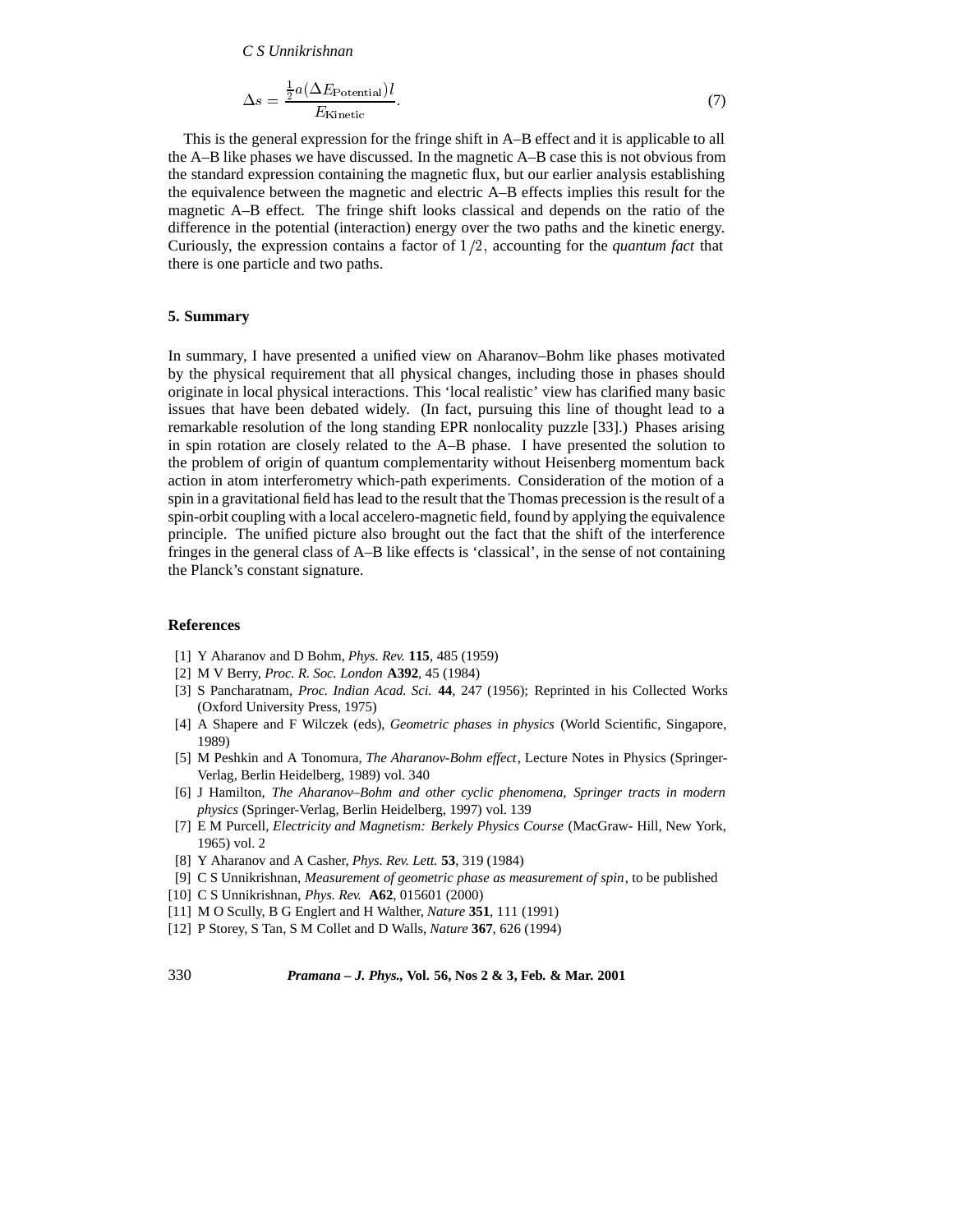$$\Delta s = \frac{\frac{1}{2}a(\Delta E_{\text{Potential}})l}{E_{\text{Kinetic}}}. \tag{7}$$

This is the general expression for the fringe shift in A–B effect and it is applicable to all the A–B like phases we have discussed. In the magnetic A–B case this is not obvious from the standard expression containing the magnetic flux, but our earlier analysis establishing the equivalence between the magnetic and electric A–B effects implies this result for the magnetic A–B effect. The fringe shift looks classical and depends on the ratio of the difference in the potential (interaction) energy over the two paths and the kinetic energy. Curiously, the expression contains a factor of $1/2$, accounting for the *quantum fact* that there is one particle and two paths.

## 5. Summary

In summary, I have presented a unified view on Aharanov–Bohm like phases motivated by the physical requirement that all physical changes, including those in phases should originate in local physical interactions. This 'local realistic' view has clarified many basic issues that have been debated widely. (In fact, pursuing this line of thought lead to a remarkable resolution of the long standing EPR nonlocality puzzle [33].) Phases arising in spin rotation are closely related to the A–B phase. I have presented the solution to the problem of origin of quantum complementarity without Heisenberg momentum back action in atom interferometry which-path experiments. Consideration of the motion of a spin in a gravitational field has lead to the result that the Thomas precession is the result of a spin-orbit coupling with a local accelero-magnetic field, found by applying the equivalence principle. The unified picture also brought out the fact that the shift of the interference fringes in the general class of A–B like effects is 'classical', in the sense of not containing the Planck's constant signature.

## References

[1] Y Aharanov and D Bohm, *Phys. Rev.* **115**, 485 (1959)

[2] M V Berry, *Proc. R. Soc. London* **A392**, 45 (1984)

[3] S Pancharatnam, *Proc. Indian Acad. Sci.* **44**, 247 (1956); Reprinted in his Collected Works (Oxford University Press, 1975)

[4] A Shapere and F Wilczek (eds), *Geometric phases in physics* (World Scientific, Singapore, 1989)

[5] M Peshkin and A Tonomura, *The Aharanov-Bohm effect*, Lecture Notes in Physics (Springer-Verlag, Berlin Heidelberg, 1989) vol. 340

[6] J Hamilton, *The Aharanov–Bohm and other cyclic phenomena, Springer tracts in modern physics* (Springer-Verlag, Berlin Heidelberg, 1997) vol. 139

[7] E M Purcell, *Electricity and Magnetism: Berkely Physics Course* (MacGraw- Hill, New York, 1965) vol. 2

[8] Y Aharanov and A Casher, *Phys. Rev. Lett.* **53**, 319 (1984)

[9] C S Unnikrishnan, *Measurement of geometric phase as measurement of spin*, to be published

[10] C S Unnikrishnan, *Phys. Rev.* **A62**, 015601 (2000)

[11] M O Scully, B G Englert and H Walther, *Nature* **351**, 111 (1991)

[12] P Storey, S Tan, S M Collet and D Walls, *Nature* **367**, 626 (1994)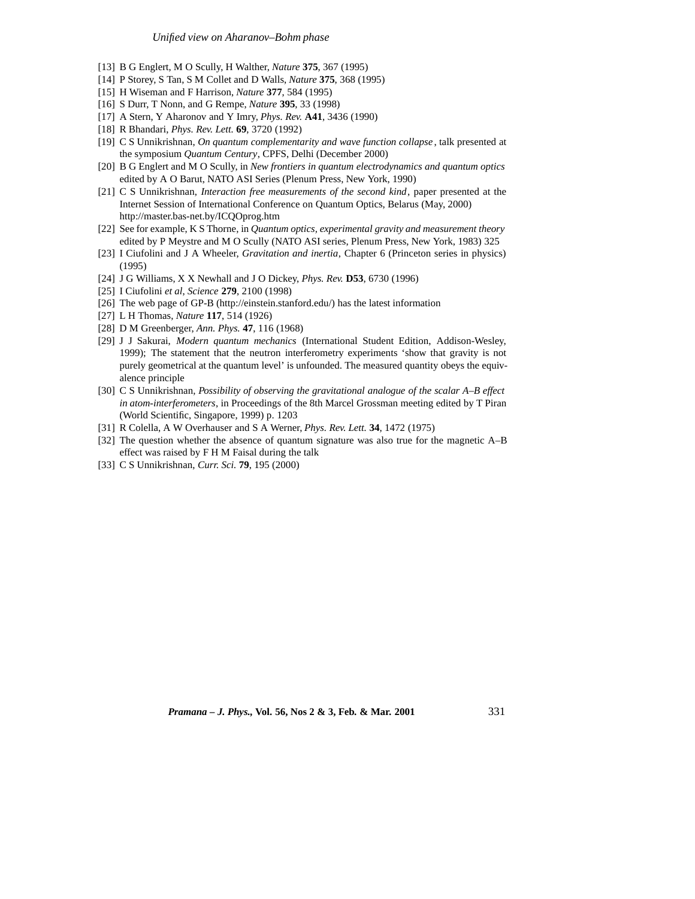- [13] B G Englert, M O Scully, H Walther, *Nature* **375**, 367 (1995)
- [14] P Storey, S Tan, S M Collet and D Walls, *Nature* **375**, 368 (1995)
- [15] H Wiseman and F Harrison, *Nature* **377**, 584 (1995)
- [16] S Durr, T Nonn, and G Rempe, *Nature* **395**, 33 (1998)
- [17] A Stern, Y Aharonov and Y Imry, *Phys. Rev.* **A41**, 3436 (1990)
- [18] R Bhandari, *Phys. Rev. Lett.* **69**, 3720 (1992)
- [19] C S Unnikrishnan, *On quantum complementarity and wave function collapse*, talk presented at the symposium *Quantum Century*, CPFS, Delhi (December 2000)
- [20] B G Englert and M O Scully, in *New frontiers in quantum electrodynamics and quantum optics* edited by A O Barut, NATO ASI Series (Plenum Press, New York, 1990)
- [21] C S Unnikrishnan, *Interaction free measurements of the second kind*, paper presented at the Internet Session of International Conference on Quantum Optics, Belarus (May, 2000) http://master.bas-net.by/ICQOprog.htm
- [22] See for example, K S Thorne, in *Quantum optics, experimental gravity and measurement theory* edited by P Meystre and M O Scully (NATO ASI series, Plenum Press, New York, 1983) 325
- [23] I Ciufolini and J A Wheeler, *Gravitation and inertia*, Chapter 6 (Princeton series in physics) (1995)
- [24] J G Williams, X X Newhall and J O Dickey, *Phys. Rev.* **D53**, 6730 (1996)
- [25] I Ciufolini *et al*, *Science* **279**, 2100 (1998)
- [26] The web page of GP-B (http://einstein.stanford.edu/) has the latest information
- [27] L H Thomas, *Nature* **117**, 514 (1926)
- [28] D M Greenberger, *Ann. Phys.* **47**, 116 (1968)
- [29] J J Sakurai, *Modern quantum mechanics* (International Student Edition, Addison-Wesley, 1999); The statement that the neutron interferometry experiments 'show that gravity is not purely geometrical at the quantum level' is unfounded. The measured quantity obeys the equivalence principle
- [30] C S Unnikrishnan, *Possibility of observing the gravitational analogue of the scalar A–B effect in atom-interferometers*, in Proceedings of the 8th Marcel Grossman meeting edited by T Piran (World Scientific, Singapore, 1999) p. 1203
- [31] R Colella, A W Overhauser and S A Werner, *Phys. Rev. Lett.* **34**, 1472 (1975)
- [32] The question whether the absence of quantum signature was also true for the magnetic A–B effect was raised by F H M Faisal during the talk
- [33] C S Unnikrishnan, *Curr. Sci.* **79**, 195 (2000)